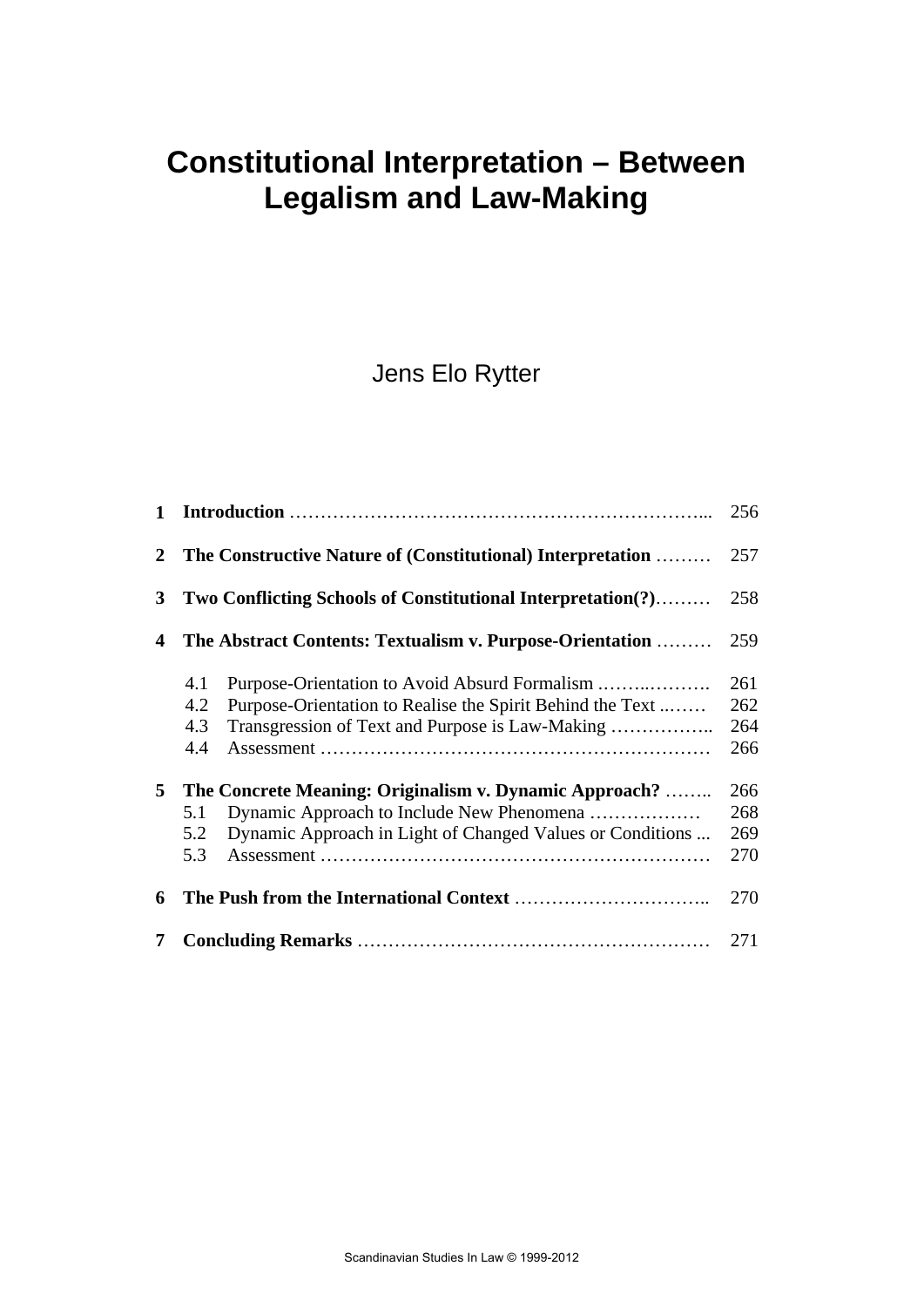# Constitutional Interpretation – Between Legalism and Law-Making

Jens Elo Rytter

| | | |
|---|---|---|
| **1** | **Introduction** | 256 |
| **2** | **The Constructive Nature of (Constitutional) Interpretation** | 257 |
| **3** | **Two Conflicting Schools of Constitutional Interpretation(?)** | 258 |
| **4** | **The Abstract Contents: Textualism v. Purpose-Orientation** | 259 |
| 4.1 | Purpose-Orientation to Avoid Absurd Formalism | 261 |
| 4.2 | Purpose-Orientation to Realise the Spirit Behind the Text | 262 |
| 4.3 | Transgression of Text and Purpose is Law-Making | 264 |
| 4.4 | Assessment | 266 |
| **5** | **The Concrete Meaning: Originalism v. Dynamic Approach?** | 266 |
| 5.1 | Dynamic Approach to Include New Phenomena | 268 |
| 5.2 | Dynamic Approach in Light of Changed Values or Conditions | 269 |
| 5.3 | Assessment | 270 |
| **6** | **The Push from the International Context** | 270 |
| **7** | **Concluding Remarks** | 271 |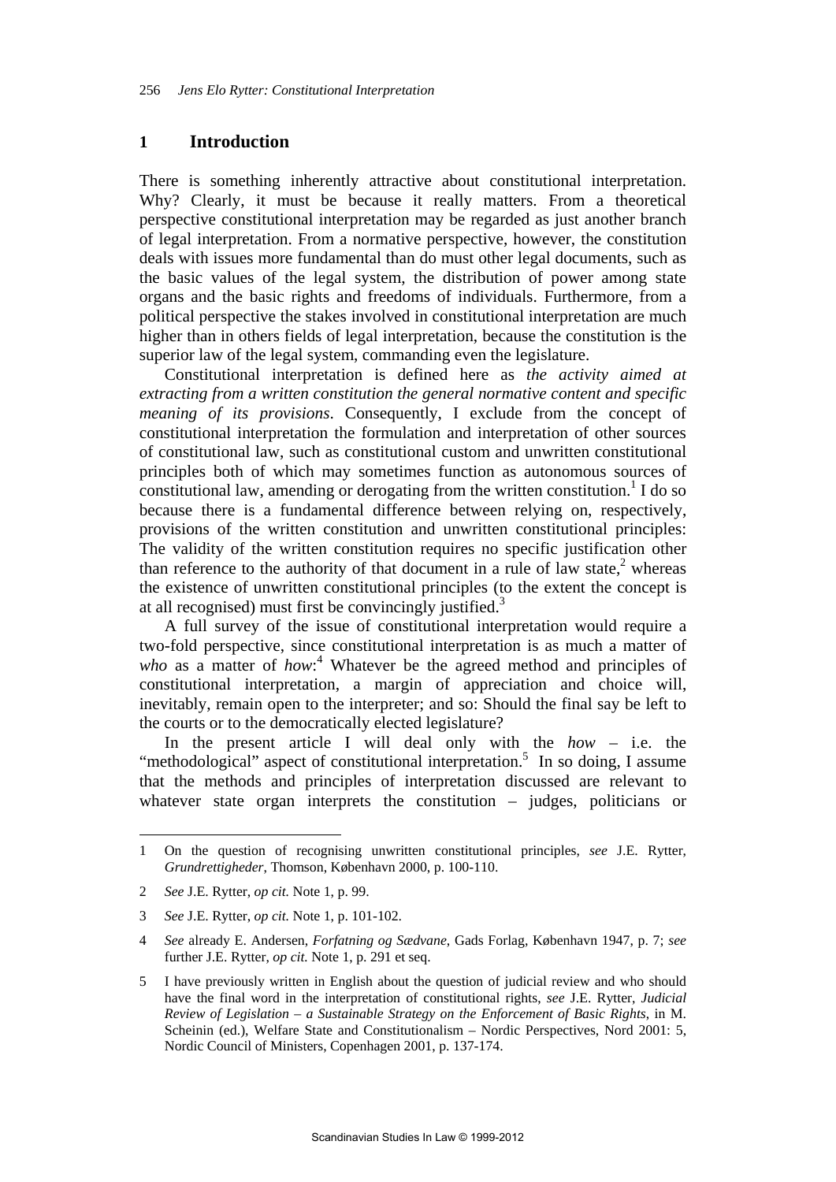## 1 Introduction

There is something inherently attractive about constitutional interpretation. Why? Clearly, it must be because it really matters. From a theoretical perspective constitutional interpretation may be regarded as just another branch of legal interpretation. From a normative perspective, however, the constitution deals with issues more fundamental than do must other legal documents, such as the basic values of the legal system, the distribution of power among state organs and the basic rights and freedoms of individuals. Furthermore, from a political perspective the stakes involved in constitutional interpretation are much higher than in others fields of legal interpretation, because the constitution is the superior law of the legal system, commanding even the legislature.

Constitutional interpretation is defined here as *the activity aimed at extracting from a written constitution the general normative content and specific meaning of its provisions*. Consequently, I exclude from the concept of constitutional interpretation the formulation and interpretation of other sources of constitutional law, such as constitutional custom and unwritten constitutional principles both of which may sometimes function as autonomous sources of constitutional law, amending or derogating from the written constitution.[1] I do so because there is a fundamental difference between relying on, respectively, provisions of the written constitution and unwritten constitutional principles: The validity of the written constitution requires no specific justification other than reference to the authority of that document in a rule of law state,[2] whereas the existence of unwritten constitutional principles (to the extent the concept is at all recognised) must first be convincingly justified.[3]

A full survey of the issue of constitutional interpretation would require a two-fold perspective, since constitutional interpretation is as much a matter of *who* as a matter of *how*:[4] Whatever be the agreed method and principles of constitutional interpretation, a margin of appreciation and choice will, inevitably, remain open to the interpreter; and so: Should the final say be left to the courts or to the democratically elected legislature?

In the present article I will deal only with the *how* – i.e. the "methodological" aspect of constitutional interpretation.[5] In so doing, I assume that the methods and principles of interpretation discussed are relevant to whatever state organ interprets the constitution – judges, politicians or

---

1 On the question of recognising unwritten constitutional principles, *see* J.E. Rytter, *Grundrettigheder*, Thomson, København 2000, p. 100-110.

2 *See* J.E. Rytter, *op cit.* Note 1, p. 99.

3 *See* J.E. Rytter, *op cit.* Note 1, p. 101-102.

4 *See* already E. Andersen, *Forfatning og Sædvane*, Gads Forlag, København 1947, p. 7; *see* further J.E. Rytter, *op cit.* Note 1, p. 291 et seq.

5 I have previously written in English about the question of judicial review and who should have the final word in the interpretation of constitutional rights, *see* J.E. Rytter, *Judicial Review of Legislation – a Sustainable Strategy on the Enforcement of Basic Rights*, in M. Scheinin (ed.), Welfare State and Constitutionalism – Nordic Perspectives, Nord 2001: 5, Nordic Council of Ministers, Copenhagen 2001, p. 137-174.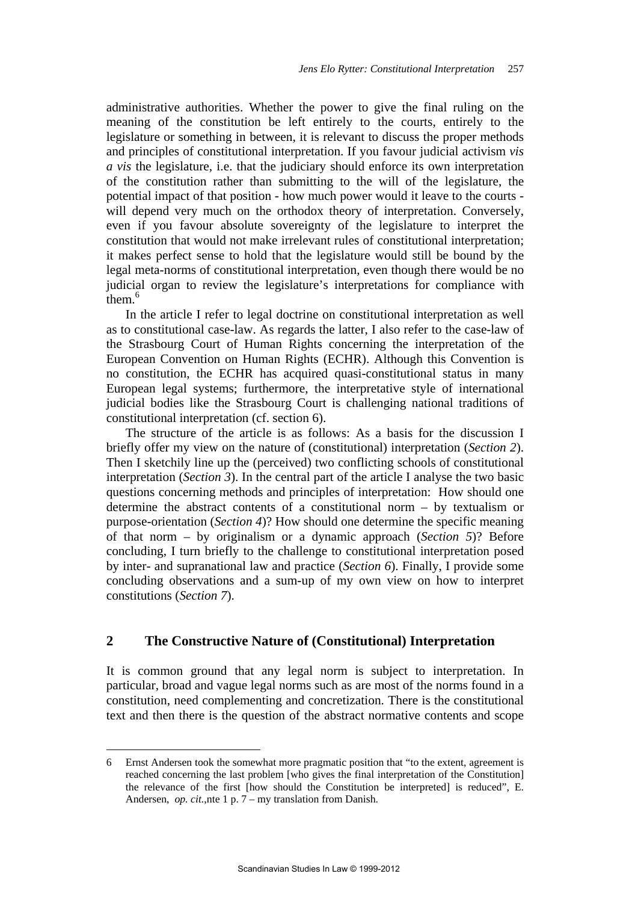administrative authorities. Whether the power to give the final ruling on the meaning of the constitution be left entirely to the courts, entirely to the legislature or something in between, it is relevant to discuss the proper methods and principles of constitutional interpretation. If you favour judicial activism *vis a vis* the legislature, i.e. that the judiciary should enforce its own interpretation of the constitution rather than submitting to the will of the legislature, the potential impact of that position - how much power would it leave to the courts - will depend very much on the orthodox theory of interpretation. Conversely, even if you favour absolute sovereignty of the legislature to interpret the constitution that would not make irrelevant rules of constitutional interpretation; it makes perfect sense to hold that the legislature would still be bound by the legal meta-norms of constitutional interpretation, even though there would be no judicial organ to review the legislature's interpretations for compliance with them.[6]

In the article I refer to legal doctrine on constitutional interpretation as well as to constitutional case-law. As regards the latter, I also refer to the case-law of the Strasbourg Court of Human Rights concerning the interpretation of the European Convention on Human Rights (ECHR). Although this Convention is no constitution, the ECHR has acquired quasi-constitutional status in many European legal systems; furthermore, the interpretative style of international judicial bodies like the Strasbourg Court is challenging national traditions of constitutional interpretation (cf. section 6).

The structure of the article is as follows: As a basis for the discussion I briefly offer my view on the nature of (constitutional) interpretation (*Section 2*). Then I sketchily line up the (perceived) two conflicting schools of constitutional interpretation (*Section 3*). In the central part of the article I analyse the two basic questions concerning methods and principles of interpretation: How should one determine the abstract contents of a constitutional norm – by textualism or purpose-orientation (*Section 4*)? How should one determine the specific meaning of that norm – by originalism or a dynamic approach (*Section 5*)? Before concluding, I turn briefly to the challenge to constitutional interpretation posed by inter- and supranational law and practice (*Section 6*). Finally, I provide some concluding observations and a sum-up of my own view on how to interpret constitutions (*Section 7*).

## 2 The Constructive Nature of (Constitutional) Interpretation

It is common ground that any legal norm is subject to interpretation. In particular, broad and vague legal norms such as are most of the norms found in a constitution, need complementing and concretization. There is the constitutional text and then there is the question of the abstract normative contents and scope

---

6 Ernst Andersen took the somewhat more pragmatic position that "to the extent, agreement is reached concerning the last problem [who gives the final interpretation of the Constitution] the relevance of the first [how should the Constitution be interpreted] is reduced", E. Andersen, *op. cit.*,nte 1 p. 7 – my translation from Danish.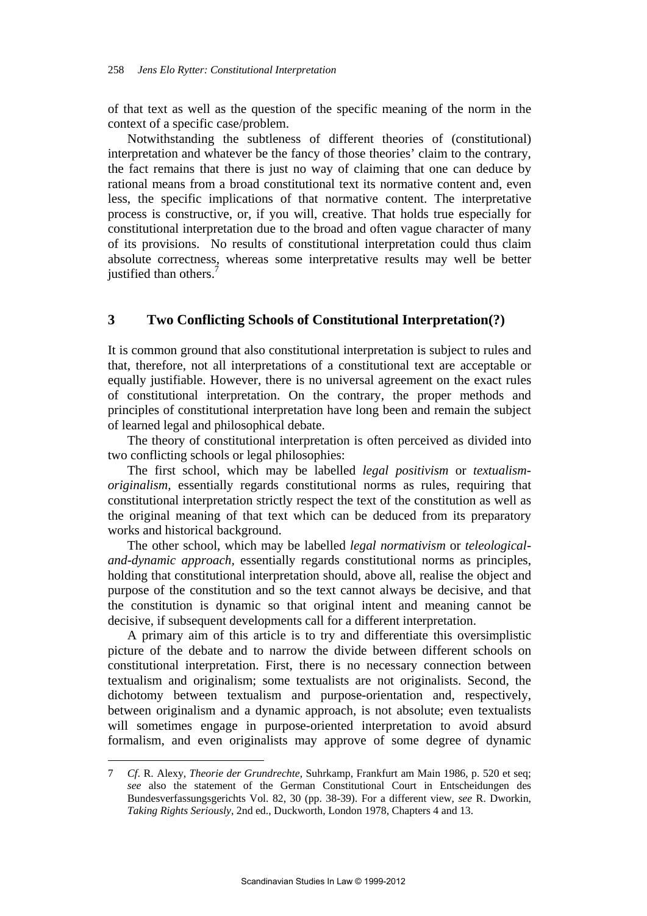of that text as well as the question of the specific meaning of the norm in the context of a specific case/problem.

Notwithstanding the subtleness of different theories of (constitutional) interpretation and whatever be the fancy of those theories' claim to the contrary, the fact remains that there is just no way of claiming that one can deduce by rational means from a broad constitutional text its normative content and, even less, the specific implications of that normative content. The interpretative process is constructive, or, if you will, creative. That holds true especially for constitutional interpretation due to the broad and often vague character of many of its provisions. No results of constitutional interpretation could thus claim absolute correctness, whereas some interpretative results may well be better justified than others.[7]

## 3 Two Conflicting Schools of Constitutional Interpretation(?)

It is common ground that also constitutional interpretation is subject to rules and that, therefore, not all interpretations of a constitutional text are acceptable or equally justifiable. However, there is no universal agreement on the exact rules of constitutional interpretation. On the contrary, the proper methods and principles of constitutional interpretation have long been and remain the subject of learned legal and philosophical debate.

The theory of constitutional interpretation is often perceived as divided into two conflicting schools or legal philosophies:

The first school, which may be labelled *legal positivism* or *textualism-originalism*, essentially regards constitutional norms as rules, requiring that constitutional interpretation strictly respect the text of the constitution as well as the original meaning of that text which can be deduced from its preparatory works and historical background.

The other school, which may be labelled *legal normativism* or *teleological-and-dynamic approach*, essentially regards constitutional norms as principles, holding that constitutional interpretation should, above all, realise the object and purpose of the constitution and so the text cannot always be decisive, and that the constitution is dynamic so that original intent and meaning cannot be decisive, if subsequent developments call for a different interpretation.

A primary aim of this article is to try and differentiate this oversimplistic picture of the debate and to narrow the divide between different schools on constitutional interpretation. First, there is no necessary connection between textualism and originalism; some textualists are not originalists. Second, the dichotomy between textualism and purpose-orientation and, respectively, between originalism and a dynamic approach, is not absolute; even textualists will sometimes engage in purpose-oriented interpretation to avoid absurd formalism, and even originalists may approve of some degree of dynamic

---

7 *Cf*. R. Alexy, *Theorie der Grundrechte*, Suhrkamp, Frankfurt am Main 1986, p. 520 et seq; *see* also the statement of the German Constitutional Court in Entscheidungen des Bundesverfassungsgerichts Vol. 82, 30 (pp. 38-39). For a different view, *see* R. Dworkin, *Taking Rights Seriously*, 2nd ed., Duckworth, London 1978, Chapters 4 and 13.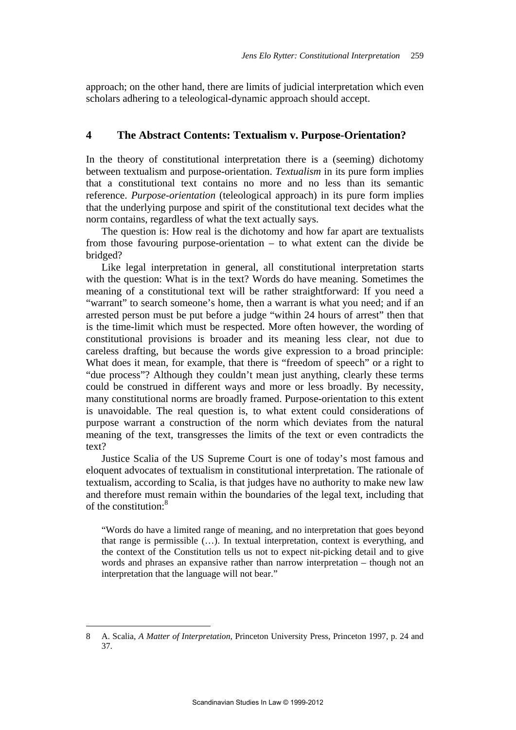approach; on the other hand, there are limits of judicial interpretation which even scholars adhering to a teleological-dynamic approach should accept.

## 4 The Abstract Contents: Textualism v. Purpose-Orientation?

In the theory of constitutional interpretation there is a (seeming) dichotomy between textualism and purpose-orientation. *Textualism* in its pure form implies that a constitutional text contains no more and no less than its semantic reference. *Purpose-orientation* (teleological approach) in its pure form implies that the underlying purpose and spirit of the constitutional text decides what the norm contains, regardless of what the text actually says.

The question is: How real is the dichotomy and how far apart are textualists from those favouring purpose-orientation – to what extent can the divide be bridged?

Like legal interpretation in general, all constitutional interpretation starts with the question: What is in the text? Words do have meaning. Sometimes the meaning of a constitutional text will be rather straightforward: If you need a "warrant" to search someone's home, then a warrant is what you need; and if an arrested person must be put before a judge "within 24 hours of arrest" then that is the time-limit which must be respected. More often however, the wording of constitutional provisions is broader and its meaning less clear, not due to careless drafting, but because the words give expression to a broad principle: What does it mean, for example, that there is "freedom of speech" or a right to "due process"? Although they couldn't mean just anything, clearly these terms could be construed in different ways and more or less broadly. By necessity, many constitutional norms are broadly framed. Purpose-orientation to this extent is unavoidable. The real question is, to what extent could considerations of purpose warrant a construction of the norm which deviates from the natural meaning of the text, transgresses the limits of the text or even contradicts the text?

Justice Scalia of the US Supreme Court is one of today's most famous and eloquent advocates of textualism in constitutional interpretation. The rationale of textualism, according to Scalia, is that judges have no authority to make new law and therefore must remain within the boundaries of the legal text, including that of the constitution:[8]

> "Words do have a limited range of meaning, and no interpretation that goes beyond that range is permissible (…). In textual interpretation, context is everything, and the context of the Constitution tells us not to expect nit-picking detail and to give words and phrases an expansive rather than narrow interpretation – though not an interpretation that the language will not bear."

---

8 A. Scalia, *A Matter of Interpretation*, Princeton University Press, Princeton 1997, p. 24 and 37.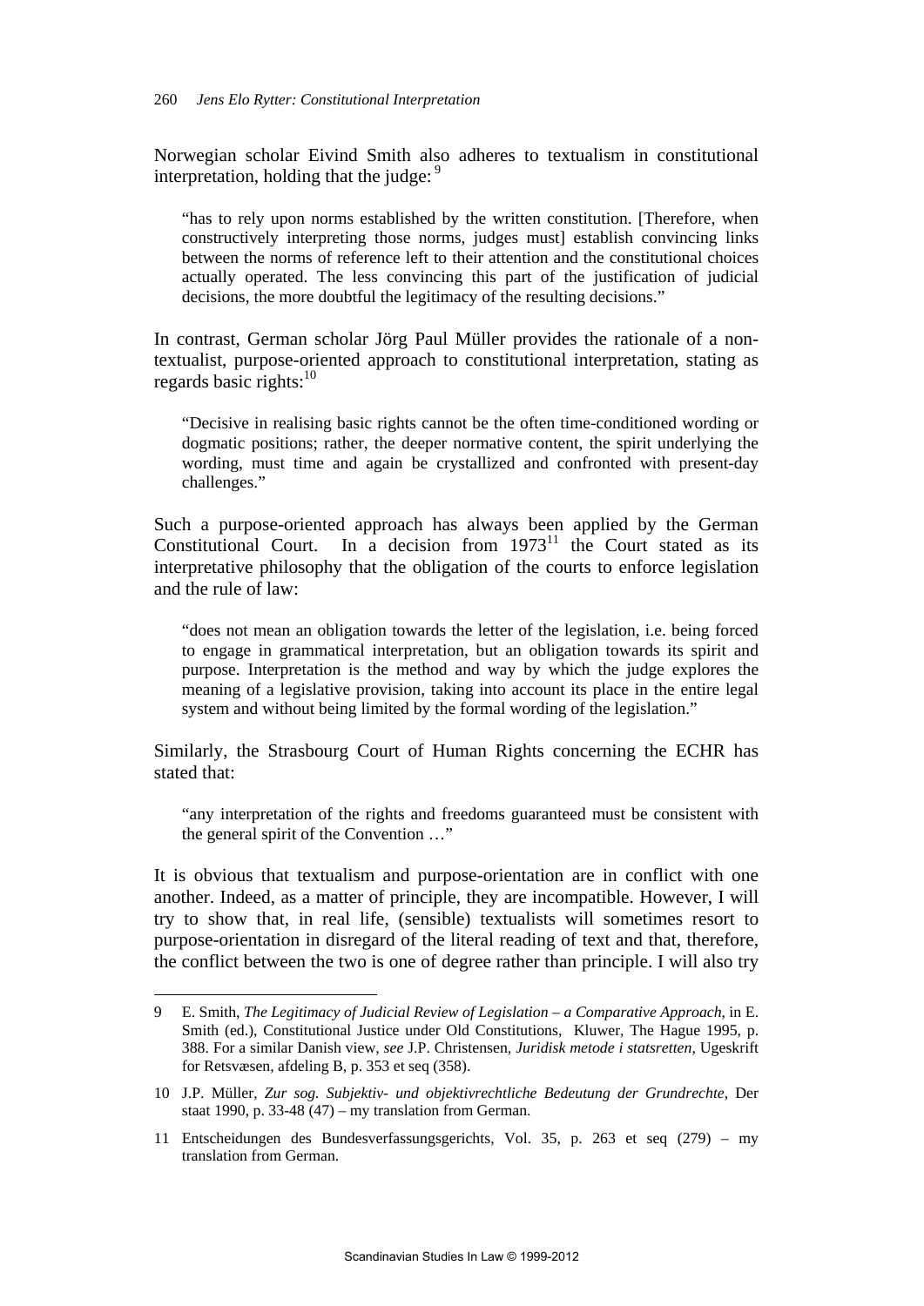Norwegian scholar Eivind Smith also adheres to textualism in constitutional interpretation, holding that the judge: [9]

> "has to rely upon norms established by the written constitution. [Therefore, when constructively interpreting those norms, judges must] establish convincing links between the norms of reference left to their attention and the constitutional choices actually operated. The less convincing this part of the justification of judicial decisions, the more doubtful the legitimacy of the resulting decisions."

In contrast, German scholar Jörg Paul Müller provides the rationale of a non-textualist, purpose-oriented approach to constitutional interpretation, stating as regards basic rights:[10]

> "Decisive in realising basic rights cannot be the often time-conditioned wording or dogmatic positions; rather, the deeper normative content, the spirit underlying the wording, must time and again be crystallized and confronted with present-day challenges."

Such a purpose-oriented approach has always been applied by the German Constitutional Court. In a decision from 1973[11] the Court stated as its interpretative philosophy that the obligation of the courts to enforce legislation and the rule of law:

> "does not mean an obligation towards the letter of the legislation, i.e. being forced to engage in grammatical interpretation, but an obligation towards its spirit and purpose. Interpretation is the method and way by which the judge explores the meaning of a legislative provision, taking into account its place in the entire legal system and without being limited by the formal wording of the legislation."

Similarly, the Strasbourg Court of Human Rights concerning the ECHR has stated that:

> "any interpretation of the rights and freedoms guaranteed must be consistent with the general spirit of the Convention …"

It is obvious that textualism and purpose-orientation are in conflict with one another. Indeed, as a matter of principle, they are incompatible. However, I will try to show that, in real life, (sensible) textualists will sometimes resort to purpose-orientation in disregard of the literal reading of text and that, therefore, the conflict between the two is one of degree rather than principle. I will also try

---

9 E. Smith, *The Legitimacy of Judicial Review of Legislation – a Comparative Approach*, in E. Smith (ed.), Constitutional Justice under Old Constitutions, Kluwer, The Hague 1995, p. 388. For a similar Danish view, *see* J.P. Christensen, *Juridisk metode i statsretten*, Ugeskrift for Retsvæsen, afdeling B, p. 353 et seq (358).

10 J.P. Müller, *Zur sog. Subjektiv- und objektivrechtliche Bedeutung der Grundrechte*, Der staat 1990, p. 33-48 (47) – my translation from German.

11 Entscheidungen des Bundesverfassungsgerichts, Vol. 35, p. 263 et seq (279) – my translation from German.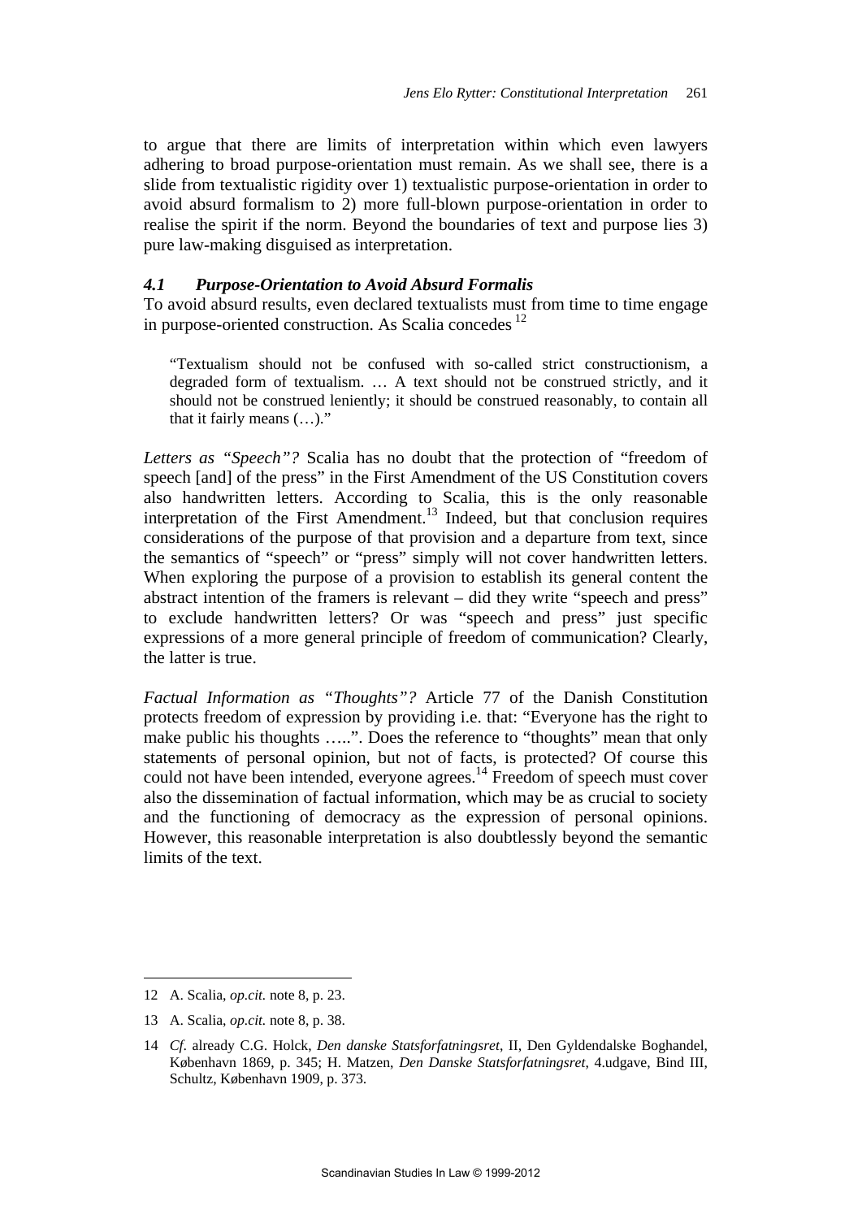to argue that there are limits of interpretation within which even lawyers adhering to broad purpose-orientation must remain. As we shall see, there is a slide from textualistic rigidity over 1) textualistic purpose-orientation in order to avoid absurd formalism to 2) more full-blown purpose-orientation in order to realise the spirit if the norm. Beyond the boundaries of text and purpose lies 3) pure law-making disguised as interpretation.

### *4.1 Purpose-Orientation to Avoid Absurd Formalis*

To avoid absurd results, even declared textualists must from time to time engage in purpose-oriented construction. As Scalia concedes [12]

> "Textualism should not be confused with so-called strict constructionism, a degraded form of textualism. … A text should not be construed strictly, and it should not be construed leniently; it should be construed reasonably, to contain all that it fairly means (…)."

*Letters as "Speech"?* Scalia has no doubt that the protection of "freedom of speech [and] of the press" in the First Amendment of the US Constitution covers also handwritten letters. According to Scalia, this is the only reasonable interpretation of the First Amendment.[13] Indeed, but that conclusion requires considerations of the purpose of that provision and a departure from text, since the semantics of "speech" or "press" simply will not cover handwritten letters. When exploring the purpose of a provision to establish its general content the abstract intention of the framers is relevant – did they write "speech and press" to exclude handwritten letters? Or was "speech and press" just specific expressions of a more general principle of freedom of communication? Clearly, the latter is true.

*Factual Information as "Thoughts"?* Article 77 of the Danish Constitution protects freedom of expression by providing i.e. that: "Everyone has the right to make public his thoughts …..". Does the reference to "thoughts" mean that only statements of personal opinion, but not of facts, is protected? Of course this could not have been intended, everyone agrees.[14] Freedom of speech must cover also the dissemination of factual information, which may be as crucial to society and the functioning of democracy as the expression of personal opinions. However, this reasonable interpretation is also doubtlessly beyond the semantic limits of the text.

---

12 A. Scalia, *op.cit.* note 8, p. 23.

13 A. Scalia, *op.cit.* note 8, p. 38.

14 *Cf*. already C.G. Holck, *Den danske Statsforfatningsret*, II, Den Gyldendalske Boghandel, København 1869, p. 345; H. Matzen, *Den Danske Statsforfatningsret*, 4.udgave, Bind III, Schultz, København 1909, p. 373.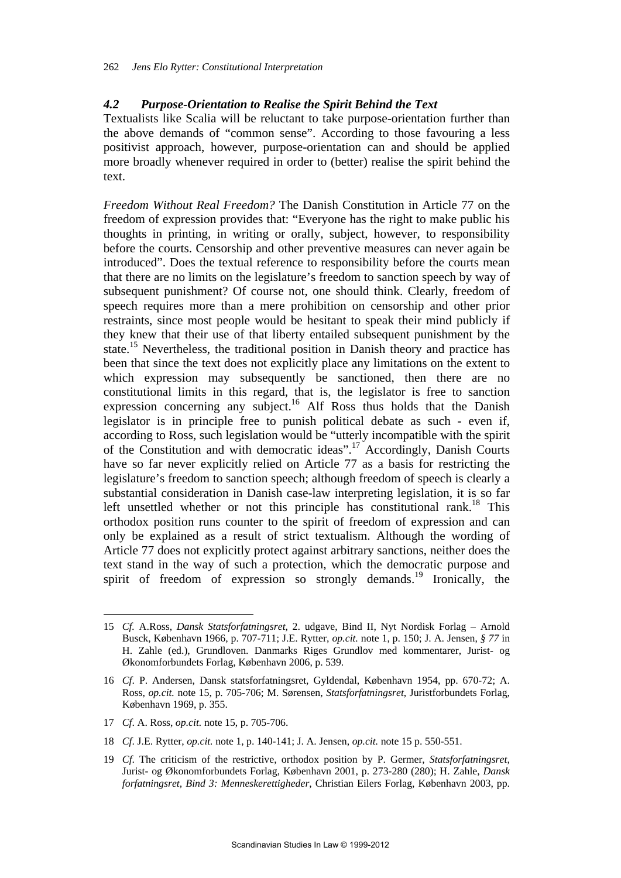### *4.2 Purpose-Orientation to Realise the Spirit Behind the Text*

Textualists like Scalia will be reluctant to take purpose-orientation further than the above demands of "common sense". According to those favouring a less positivist approach, however, purpose-orientation can and should be applied more broadly whenever required in order to (better) realise the spirit behind the text.

*Freedom Without Real Freedom?* The Danish Constitution in Article 77 on the freedom of expression provides that: "Everyone has the right to make public his thoughts in printing, in writing or orally, subject, however, to responsibility before the courts. Censorship and other preventive measures can never again be introduced". Does the textual reference to responsibility before the courts mean that there are no limits on the legislature's freedom to sanction speech by way of subsequent punishment? Of course not, one should think. Clearly, freedom of speech requires more than a mere prohibition on censorship and other prior restraints, since most people would be hesitant to speak their mind publicly if they knew that their use of that liberty entailed subsequent punishment by the state.[15] Nevertheless, the traditional position in Danish theory and practice has been that since the text does not explicitly place any limitations on the extent to which expression may subsequently be sanctioned, then there are no constitutional limits in this regard, that is, the legislator is free to sanction expression concerning any subject.[16] Alf Ross thus holds that the Danish legislator is in principle free to punish political debate as such - even if, according to Ross, such legislation would be "utterly incompatible with the spirit of the Constitution and with democratic ideas".[17] Accordingly, Danish Courts have so far never explicitly relied on Article 77 as a basis for restricting the legislature's freedom to sanction speech; although freedom of speech is clearly a substantial consideration in Danish case-law interpreting legislation, it is so far left unsettled whether or not this principle has constitutional rank.[18] This orthodox position runs counter to the spirit of freedom of expression and can only be explained as a result of strict textualism. Although the wording of Article 77 does not explicitly protect against arbitrary sanctions, neither does the text stand in the way of such a protection, which the democratic purpose and spirit of freedom of expression so strongly demands.[19] Ironically, the

---

15 *Cf.* A.Ross, *Dansk Statsforfatningsret*, 2. udgave, Bind II, Nyt Nordisk Forlag – Arnold Busck, København 1966, p. 707-711; J.E. Rytter, *op.cit.* note 1, p. 150; J. A. Jensen, *§ 77* in H. Zahle (ed.), Grundloven. Danmarks Riges Grundlov med kommentarer, Jurist- og Økonomforbundets Forlag, København 2006, p. 539.

16 *Cf.* P. Andersen, Dansk statsforfatningsret, Gyldendal, København 1954, pp. 670-72; A. Ross, *op.cit.* note 15, p. 705-706; M. Sørensen, *Statsforfatningsret*, Juristforbundets Forlag, København 1969, p. 355.

17 *Cf.* A. Ross, *op.cit.* note 15, p. 705-706.

18 *Cf.* J.E. Rytter, *op.cit.* note 1, p. 140-141; J. A. Jensen, *op.cit.* note 15 p. 550-551.

19 *Cf.* The criticism of the restrictive, orthodox position by P. Germer, *Statsforfatningsret*, Jurist- og Økonomforbundets Forlag, København 2001, p. 273-280 (280); H. Zahle, *Dansk forfatningsret, Bind 3: Menneskerettigheder*, Christian Eilers Forlag, København 2003, pp.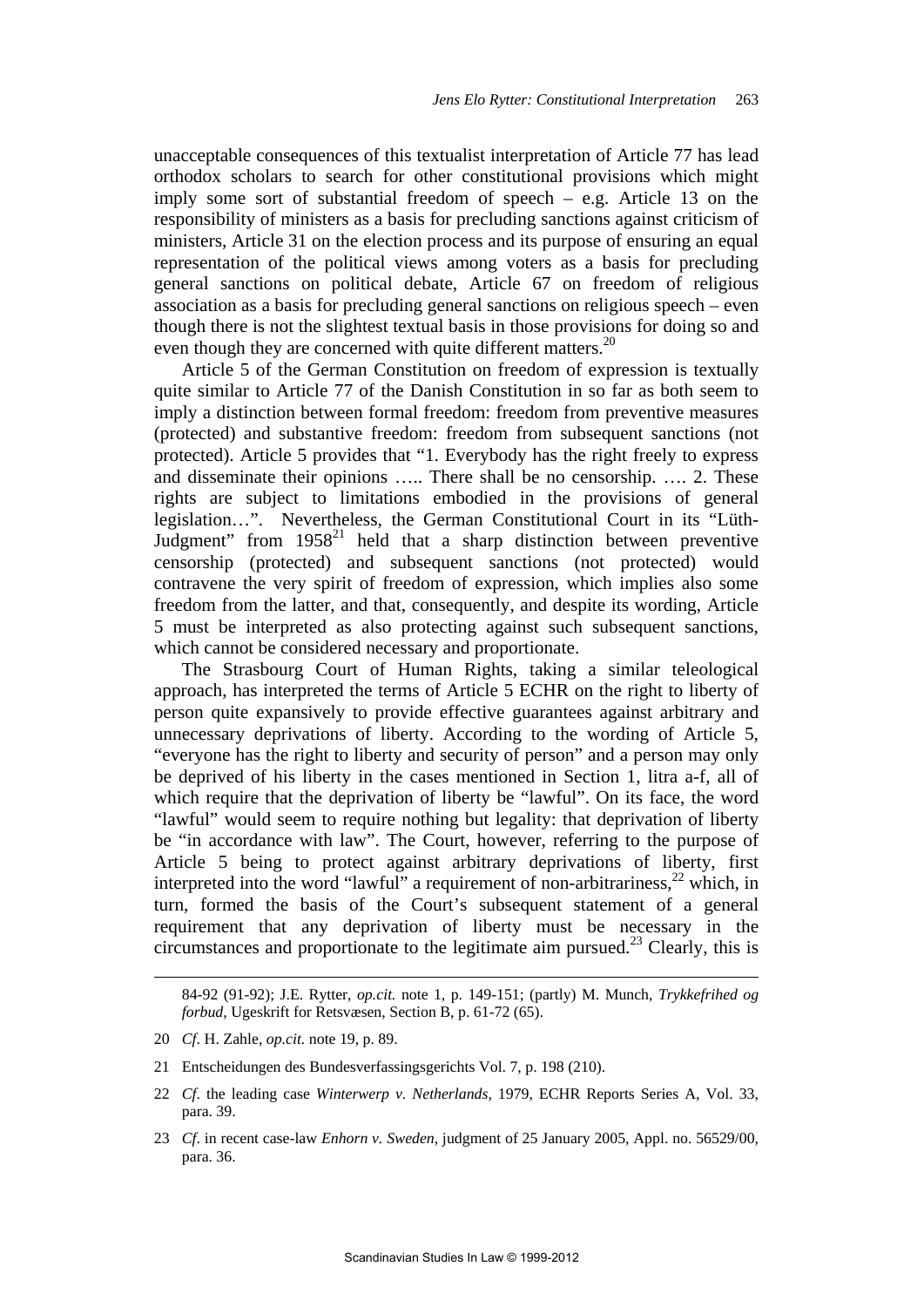unacceptable consequences of this textualist interpretation of Article 77 has lead orthodox scholars to search for other constitutional provisions which might imply some sort of substantial freedom of speech – e.g. Article 13 on the responsibility of ministers as a basis for precluding sanctions against criticism of ministers, Article 31 on the election process and its purpose of ensuring an equal representation of the political views among voters as a basis for precluding general sanctions on political debate, Article 67 on freedom of religious association as a basis for precluding general sanctions on religious speech – even though there is not the slightest textual basis in those provisions for doing so and even though they are concerned with quite different matters.[20]

Article 5 of the German Constitution on freedom of expression is textually quite similar to Article 77 of the Danish Constitution in so far as both seem to imply a distinction between formal freedom: freedom from preventive measures (protected) and substantive freedom: freedom from subsequent sanctions (not protected). Article 5 provides that "1. Everybody has the right freely to express and disseminate their opinions ….. There shall be no censorship. …. 2. These rights are subject to limitations embodied in the provisions of general legislation…". Nevertheless, the German Constitutional Court in its "Lüth-Judgment" from 1958[21] held that a sharp distinction between preventive censorship (protected) and subsequent sanctions (not protected) would contravene the very spirit of freedom of expression, which implies also some freedom from the latter, and that, consequently, and despite its wording, Article 5 must be interpreted as also protecting against such subsequent sanctions, which cannot be considered necessary and proportionate.

The Strasbourg Court of Human Rights, taking a similar teleological approach, has interpreted the terms of Article 5 ECHR on the right to liberty of person quite expansively to provide effective guarantees against arbitrary and unnecessary deprivations of liberty. According to the wording of Article 5, "everyone has the right to liberty and security of person" and a person may only be deprived of his liberty in the cases mentioned in Section 1, litra a-f, all of which require that the deprivation of liberty be "lawful". On its face, the word "lawful" would seem to require nothing but legality: that deprivation of liberty be "in accordance with law". The Court, however, referring to the purpose of Article 5 being to protect against arbitrary deprivations of liberty, first interpreted into the word "lawful" a requirement of non-arbitrariness,[22] which, in turn, formed the basis of the Court's subsequent statement of a general requirement that any deprivation of liberty must be necessary in the circumstances and proportionate to the legitimate aim pursued.[23] Clearly, this is

---

84-92 (91-92); J.E. Rytter, *op.cit.* note 1, p. 149-151; (partly) M. Munch, *Trykkefrihed og forbud*, Ugeskrift for Retsvæsen, Section B, p. 61-72 (65).

20 *Cf*. H. Zahle, *op.cit.* note 19, p. 89.

21 Entscheidungen des Bundesverfassingsgerichts Vol. 7, p. 198 (210).

22 *Cf*. the leading case *Winterwerp v. Netherlands*, 1979, ECHR Reports Series A, Vol. 33, para. 39.

23 *Cf*. in recent case-law *Enhorn v. Sweden*, judgment of 25 January 2005, Appl. no. 56529/00, para. 36.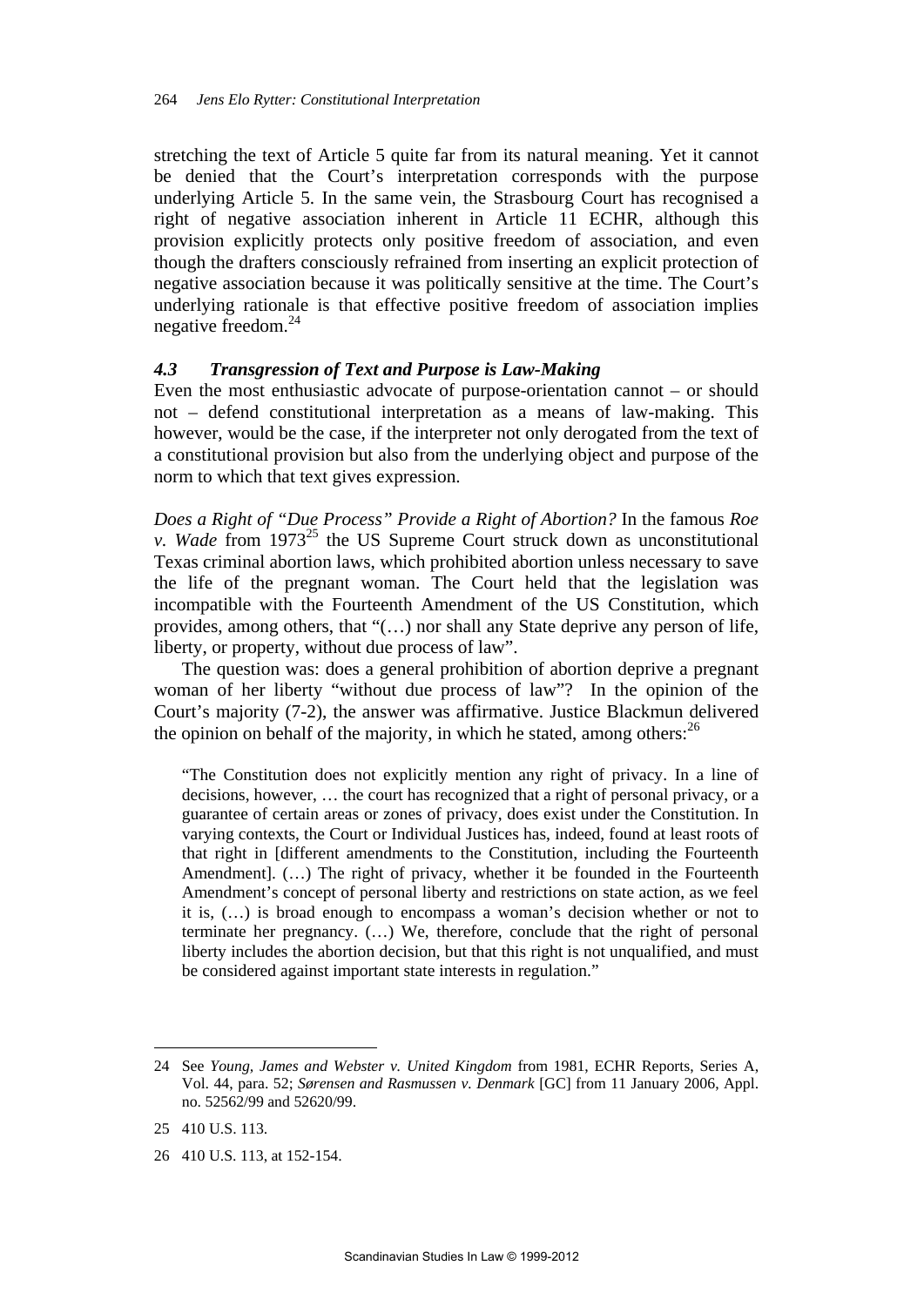stretching the text of Article 5 quite far from its natural meaning. Yet it cannot be denied that the Court's interpretation corresponds with the purpose underlying Article 5. In the same vein, the Strasbourg Court has recognised a right of negative association inherent in Article 11 ECHR, although this provision explicitly protects only positive freedom of association, and even though the drafters consciously refrained from inserting an explicit protection of negative association because it was politically sensitive at the time. The Court's underlying rationale is that effective positive freedom of association implies negative freedom.[24]

### *4.3 Transgression of Text and Purpose is Law-Making*

Even the most enthusiastic advocate of purpose-orientation cannot – or should not – defend constitutional interpretation as a means of law-making. This however, would be the case, if the interpreter not only derogated from the text of a constitutional provision but also from the underlying object and purpose of the norm to which that text gives expression.

*Does a Right of "Due Process" Provide a Right of Abortion?* In the famous *Roe v. Wade* from 1973[25] the US Supreme Court struck down as unconstitutional Texas criminal abortion laws, which prohibited abortion unless necessary to save the life of the pregnant woman. The Court held that the legislation was incompatible with the Fourteenth Amendment of the US Constitution, which provides, among others, that "(…) nor shall any State deprive any person of life, liberty, or property, without due process of law".

The question was: does a general prohibition of abortion deprive a pregnant woman of her liberty "without due process of law"? In the opinion of the Court's majority (7-2), the answer was affirmative. Justice Blackmun delivered the opinion on behalf of the majority, in which he stated, among others:[26]

> "The Constitution does not explicitly mention any right of privacy. In a line of decisions, however, … the court has recognized that a right of personal privacy, or a guarantee of certain areas or zones of privacy, does exist under the Constitution. In varying contexts, the Court or Individual Justices has, indeed, found at least roots of that right in [different amendments to the Constitution, including the Fourteenth Amendment]. (…) The right of privacy, whether it be founded in the Fourteenth Amendment's concept of personal liberty and restrictions on state action, as we feel it is, (…) is broad enough to encompass a woman's decision whether or not to terminate her pregnancy. (…) We, therefore, conclude that the right of personal liberty includes the abortion decision, but that this right is not unqualified, and must be considered against important state interests in regulation."

---

24 See *Young, James and Webster v. United Kingdom* from 1981, ECHR Reports, Series A, Vol. 44, para. 52; *Sørensen and Rasmussen v. Denmark* [GC] from 11 January 2006, Appl. no. 52562/99 and 52620/99.

25 410 U.S. 113.

26 410 U.S. 113, at 152-154.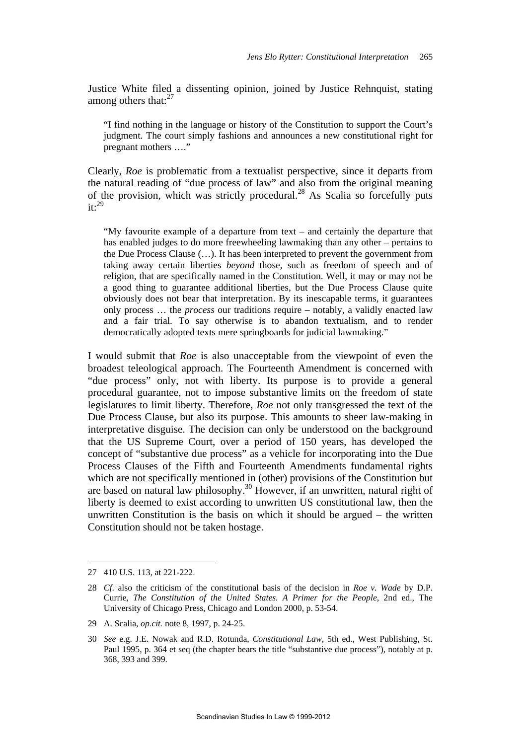Justice White filed a dissenting opinion, joined by Justice Rehnquist, stating among others that:[27]

> "I find nothing in the language or history of the Constitution to support the Court's judgment. The court simply fashions and announces a new constitutional right for pregnant mothers …."

Clearly, *Roe* is problematic from a textualist perspective, since it departs from the natural reading of "due process of law" and also from the original meaning of the provision, which was strictly procedural.[28] As Scalia so forcefully puts it:[29]

> "My favourite example of a departure from text – and certainly the departure that has enabled judges to do more freewheeling lawmaking than any other – pertains to the Due Process Clause (…). It has been interpreted to prevent the government from taking away certain liberties *beyond* those, such as freedom of speech and of religion, that are specifically named in the Constitution. Well, it may or may not be a good thing to guarantee additional liberties, but the Due Process Clause quite obviously does not bear that interpretation. By its inescapable terms, it guarantees only process … the *process* our traditions require – notably, a validly enacted law and a fair trial. To say otherwise is to abandon textualism, and to render democratically adopted texts mere springboards for judicial lawmaking."

I would submit that *Roe* is also unacceptable from the viewpoint of even the broadest teleological approach. The Fourteenth Amendment is concerned with "due process" only, not with liberty. Its purpose is to provide a general procedural guarantee, not to impose substantive limits on the freedom of state legislatures to limit liberty. Therefore, *Roe* not only transgressed the text of the Due Process Clause, but also its purpose. This amounts to sheer law-making in interpretative disguise. The decision can only be understood on the background that the US Supreme Court, over a period of 150 years, has developed the concept of "substantive due process" as a vehicle for incorporating into the Due Process Clauses of the Fifth and Fourteenth Amendments fundamental rights which are not specifically mentioned in (other) provisions of the Constitution but are based on natural law philosophy.[30] However, if an unwritten, natural right of liberty is deemed to exist according to unwritten US constitutional law, then the unwritten Constitution is the basis on which it should be argued – the written Constitution should not be taken hostage.

---

27 410 U.S. 113, at 221-222.

28 *Cf.* also the criticism of the constitutional basis of the decision in *Roe v. Wade* by D.P. Currie, *The Constitution of the United States. A Primer for the People*, 2nd ed., The University of Chicago Press, Chicago and London 2000, p. 53-54.

29 A. Scalia, *op.cit.* note 8, 1997, p. 24-25.

30 *See* e.g. J.E. Nowak and R.D. Rotunda, *Constitutional Law*, 5th ed., West Publishing, St. Paul 1995, p. 364 et seq (the chapter bears the title "substantive due process"), notably at p. 368, 393 and 399.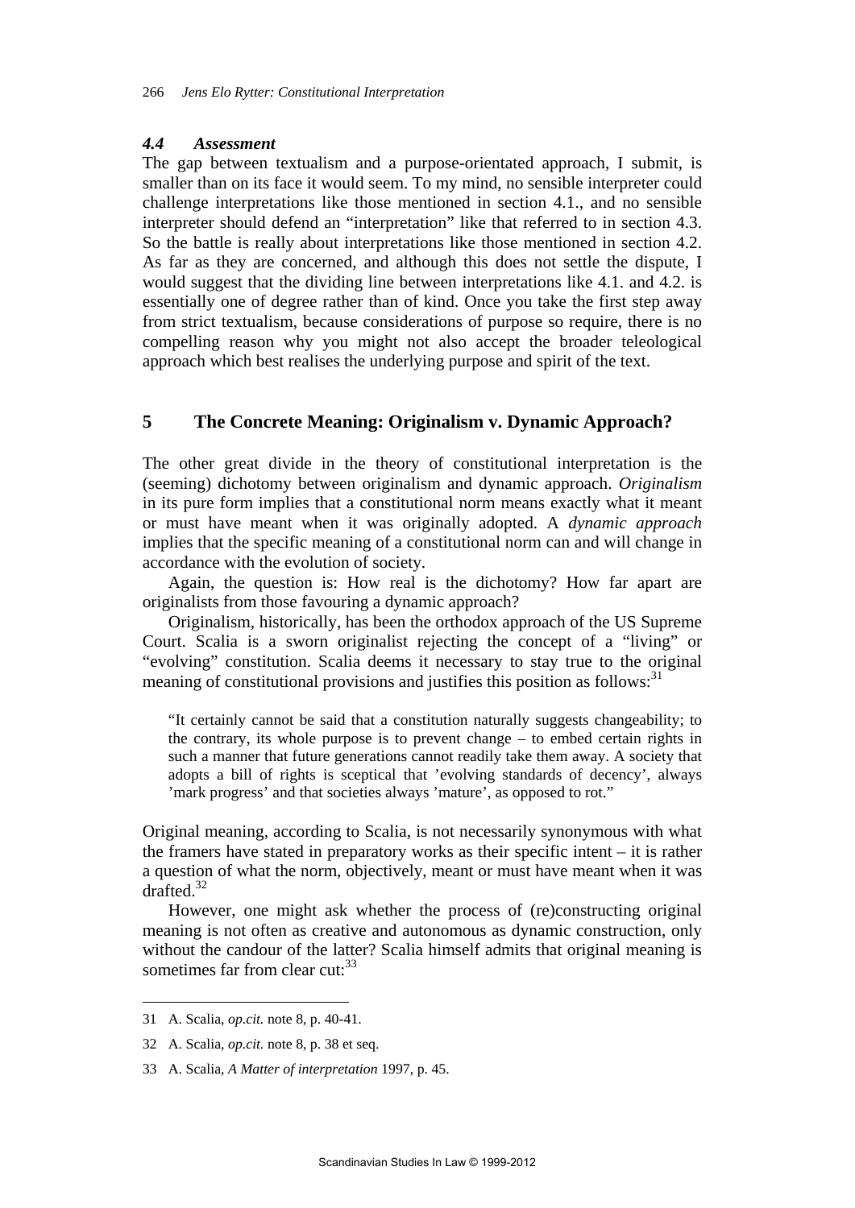### *4.4 Assessment*

The gap between textualism and a purpose-orientated approach, I submit, is smaller than on its face it would seem. To my mind, no sensible interpreter could challenge interpretations like those mentioned in section 4.1., and no sensible interpreter should defend an "interpretation" like that referred to in section 4.3. So the battle is really about interpretations like those mentioned in section 4.2. As far as they are concerned, and although this does not settle the dispute, I would suggest that the dividing line between interpretations like 4.1. and 4.2. is essentially one of degree rather than of kind. Once you take the first step away from strict textualism, because considerations of purpose so require, there is no compelling reason why you might not also accept the broader teleological approach which best realises the underlying purpose and spirit of the text.

## 5 The Concrete Meaning: Originalism v. Dynamic Approach?

The other great divide in the theory of constitutional interpretation is the (seeming) dichotomy between originalism and dynamic approach. *Originalism* in its pure form implies that a constitutional norm means exactly what it meant or must have meant when it was originally adopted. A *dynamic approach* implies that the specific meaning of a constitutional norm can and will change in accordance with the evolution of society.

Again, the question is: How real is the dichotomy? How far apart are originalists from those favouring a dynamic approach?

Originalism, historically, has been the orthodox approach of the US Supreme Court. Scalia is a sworn originalist rejecting the concept of a "living" or "evolving" constitution. Scalia deems it necessary to stay true to the original meaning of constitutional provisions and justifies this position as follows:[31]

> "It certainly cannot be said that a constitution naturally suggests changeability; to the contrary, its whole purpose is to prevent change – to embed certain rights in such a manner that future generations cannot readily take them away. A society that adopts a bill of rights is sceptical that 'evolving standards of decency', always 'mark progress' and that societies always 'mature', as opposed to rot."

Original meaning, according to Scalia, is not necessarily synonymous with what the framers have stated in preparatory works as their specific intent – it is rather a question of what the norm, objectively, meant or must have meant when it was drafted.[32]

However, one might ask whether the process of (re)constructing original meaning is not often as creative and autonomous as dynamic construction, only without the candour of the latter? Scalia himself admits that original meaning is sometimes far from clear cut:[33]

---

31 A. Scalia, *op.cit.* note 8, p. 40-41.

32 A. Scalia, *op.cit.* note 8, p. 38 et seq.

33 A. Scalia, *A Matter of interpretation* 1997, p. 45.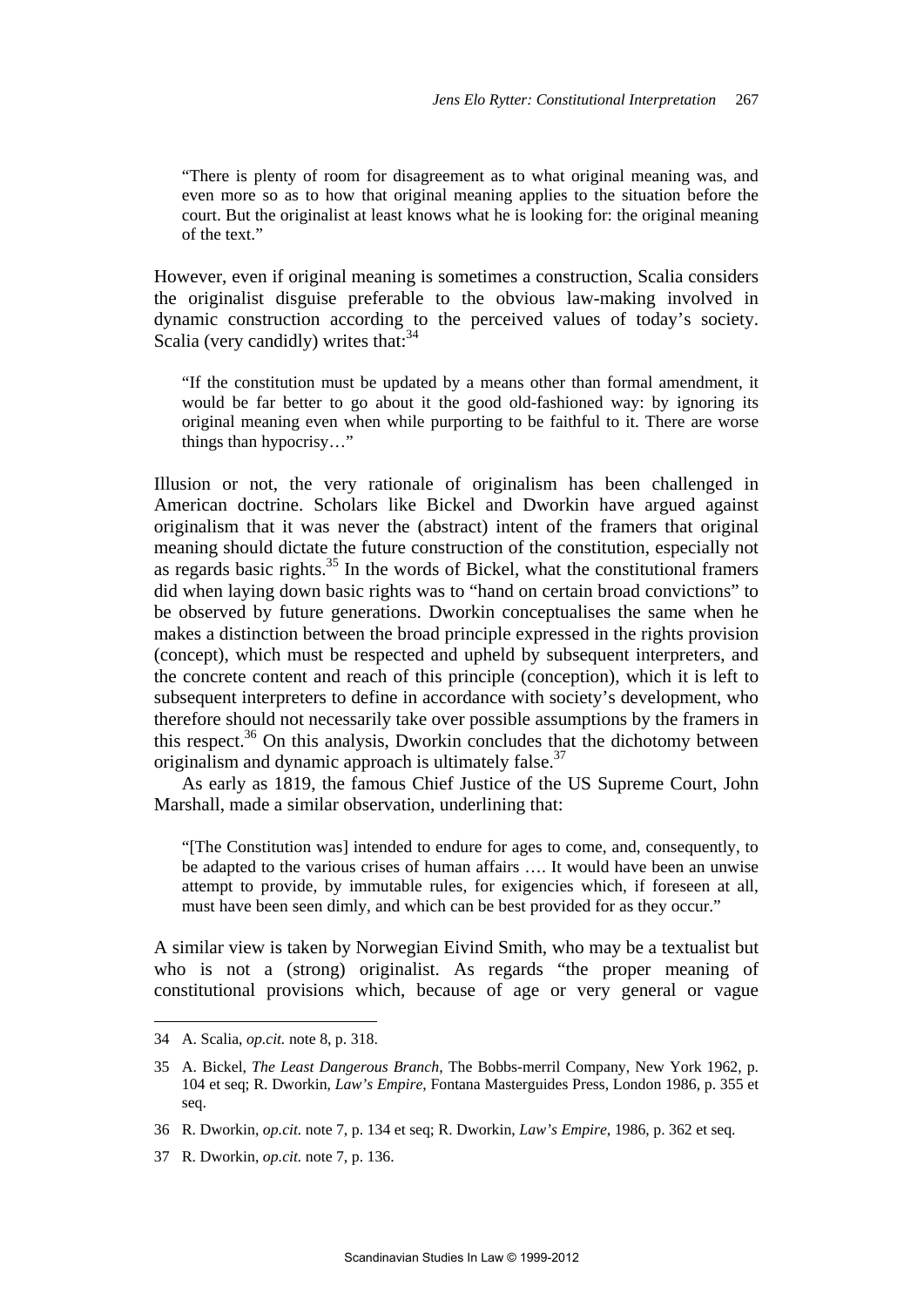> "There is plenty of room for disagreement as to what original meaning was, and even more so as to how that original meaning applies to the situation before the court. But the originalist at least knows what he is looking for: the original meaning of the text."

However, even if original meaning is sometimes a construction, Scalia considers the originalist disguise preferable to the obvious law-making involved in dynamic construction according to the perceived values of today's society. Scalia (very candidly) writes that:[34]

> "If the constitution must be updated by a means other than formal amendment, it would be far better to go about it the good old-fashioned way: by ignoring its original meaning even when while purporting to be faithful to it. There are worse things than hypocrisy…"

Illusion or not, the very rationale of originalism has been challenged in American doctrine. Scholars like Bickel and Dworkin have argued against originalism that it was never the (abstract) intent of the framers that original meaning should dictate the future construction of the constitution, especially not as regards basic rights.[35] In the words of Bickel, what the constitutional framers did when laying down basic rights was to "hand on certain broad convictions" to be observed by future generations. Dworkin conceptualises the same when he makes a distinction between the broad principle expressed in the rights provision (concept), which must be respected and upheld by subsequent interpreters, and the concrete content and reach of this principle (conception), which it is left to subsequent interpreters to define in accordance with society's development, who therefore should not necessarily take over possible assumptions by the framers in this respect.[36] On this analysis, Dworkin concludes that the dichotomy between originalism and dynamic approach is ultimately false.[37]

As early as 1819, the famous Chief Justice of the US Supreme Court, John Marshall, made a similar observation, underlining that:

> "[The Constitution was] intended to endure for ages to come, and, consequently, to be adapted to the various crises of human affairs …. It would have been an unwise attempt to provide, by immutable rules, for exigencies which, if foreseen at all, must have been seen dimly, and which can be best provided for as they occur."

A similar view is taken by Norwegian Eivind Smith, who may be a textualist but who is not a (strong) originalist. As regards "the proper meaning of constitutional provisions which, because of age or very general or vague

---

34 A. Scalia, *op.cit.* note 8, p. 318.

35 A. Bickel, *The Least Dangerous Branch*, The Bobbs-merril Company, New York 1962, p. 104 et seq; R. Dworkin, *Law's Empire*, Fontana Masterguides Press, London 1986, p. 355 et seq.

36 R. Dworkin, *op.cit.* note 7, p. 134 et seq; R. Dworkin, *Law's Empire*, 1986, p. 362 et seq.

37 R. Dworkin, *op.cit.* note 7, p. 136.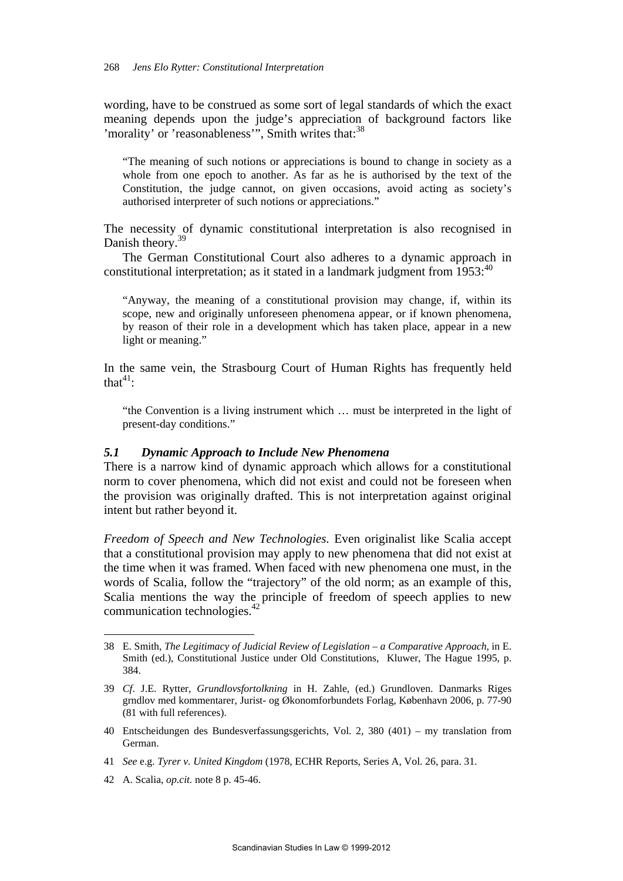wording, have to be construed as some sort of legal standards of which the exact meaning depends upon the judge's appreciation of background factors like 'morality' or 'reasonableness'", Smith writes that:[38]

> "The meaning of such notions or appreciations is bound to change in society as a whole from one epoch to another. As far as he is authorised by the text of the Constitution, the judge cannot, on given occasions, avoid acting as society's authorised interpreter of such notions or appreciations."

The necessity of dynamic constitutional interpretation is also recognised in Danish theory.[39]

The German Constitutional Court also adheres to a dynamic approach in constitutional interpretation; as it stated in a landmark judgment from 1953:[40]

> "Anyway, the meaning of a constitutional provision may change, if, within its scope, new and originally unforeseen phenomena appear, or if known phenomena, by reason of their role in a development which has taken place, appear in a new light or meaning."

In the same vein, the Strasbourg Court of Human Rights has frequently held that[41]:

> "the Convention is a living instrument which … must be interpreted in the light of present-day conditions."

### *5.1 Dynamic Approach to Include New Phenomena*

There is a narrow kind of dynamic approach which allows for a constitutional norm to cover phenomena, which did not exist and could not be foreseen when the provision was originally drafted. This is not interpretation against original intent but rather beyond it.

*Freedom of Speech and New Technologies.* Even originalist like Scalia accept that a constitutional provision may apply to new phenomena that did not exist at the time when it was framed. When faced with new phenomena one must, in the words of Scalia, follow the "trajectory" of the old norm; as an example of this, Scalia mentions the way the principle of freedom of speech applies to new communication technologies.[42]

---

38 E. Smith, *The Legitimacy of Judicial Review of Legislation – a Comparative Approach*, in E. Smith (ed.), Constitutional Justice under Old Constitutions, Kluwer, The Hague 1995, p. 384.

39 *Cf*. J.E. Rytter, *Grundlovsfortolkning* in H. Zahle, (ed.) Grundloven. Danmarks Riges grndlov med kommentarer, Jurist- og Økonomforbundets Forlag, København 2006, p. 77-90 (81 with full references).

40 Entscheidungen des Bundesverfassungsgerichts, Vol. 2, 380 (401) – my translation from German.

41 *See* e.g. *Tyrer v. United Kingdom* (1978, ECHR Reports, Series A, Vol. 26, para. 31.

42 A. Scalia, *op.cit.* note 8 p. 45-46.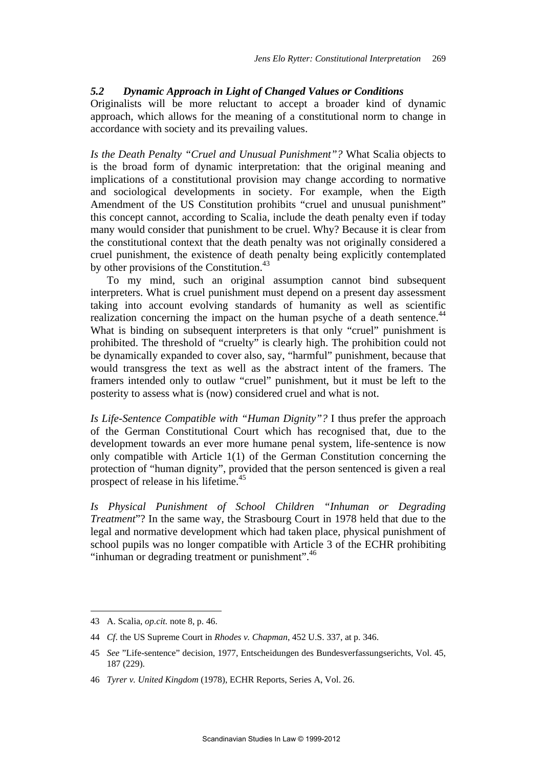### *5.2 Dynamic Approach in Light of Changed Values or Conditions*

Originalists will be more reluctant to accept a broader kind of dynamic approach, which allows for the meaning of a constitutional norm to change in accordance with society and its prevailing values.

*Is the Death Penalty "Cruel and Unusual Punishment"?* What Scalia objects to is the broad form of dynamic interpretation: that the original meaning and implications of a constitutional provision may change according to normative and sociological developments in society. For example, when the Eigth Amendment of the US Constitution prohibits "cruel and unusual punishment" this concept cannot, according to Scalia, include the death penalty even if today many would consider that punishment to be cruel. Why? Because it is clear from the constitutional context that the death penalty was not originally considered a cruel punishment, the existence of death penalty being explicitly contemplated by other provisions of the Constitution.[43]

To my mind, such an original assumption cannot bind subsequent interpreters. What is cruel punishment must depend on a present day assessment taking into account evolving standards of humanity as well as scientific realization concerning the impact on the human psyche of a death sentence.[44] What is binding on subsequent interpreters is that only "cruel" punishment is prohibited. The threshold of "cruelty" is clearly high. The prohibition could not be dynamically expanded to cover also, say, "harmful" punishment, because that would transgress the text as well as the abstract intent of the framers. The framers intended only to outlaw "cruel" punishment, but it must be left to the posterity to assess what is (now) considered cruel and what is not.

*Is Life-Sentence Compatible with "Human Dignity"?* I thus prefer the approach of the German Constitutional Court which has recognised that, due to the development towards an ever more humane penal system, life-sentence is now only compatible with Article 1(1) of the German Constitution concerning the protection of "human dignity", provided that the person sentenced is given a real prospect of release in his lifetime.[45]

*Is Physical Punishment of School Children "Inhuman or Degrading Treatment*"? In the same way, the Strasbourg Court in 1978 held that due to the legal and normative development which had taken place, physical punishment of school pupils was no longer compatible with Article 3 of the ECHR prohibiting "inhuman or degrading treatment or punishment".[46]

---

43 A. Scalia, *op.cit.* note 8, p. 46.

44 *Cf.* the US Supreme Court in *Rhodes v. Chapman*, 452 U.S. 337, at p. 346.

45 *See* "Life-sentence" decision, 1977, Entscheidungen des Bundesverfassungserichts, Vol. 45, 187 (229).

46 *Tyrer v. United Kingdom* (1978), ECHR Reports, Series A, Vol. 26.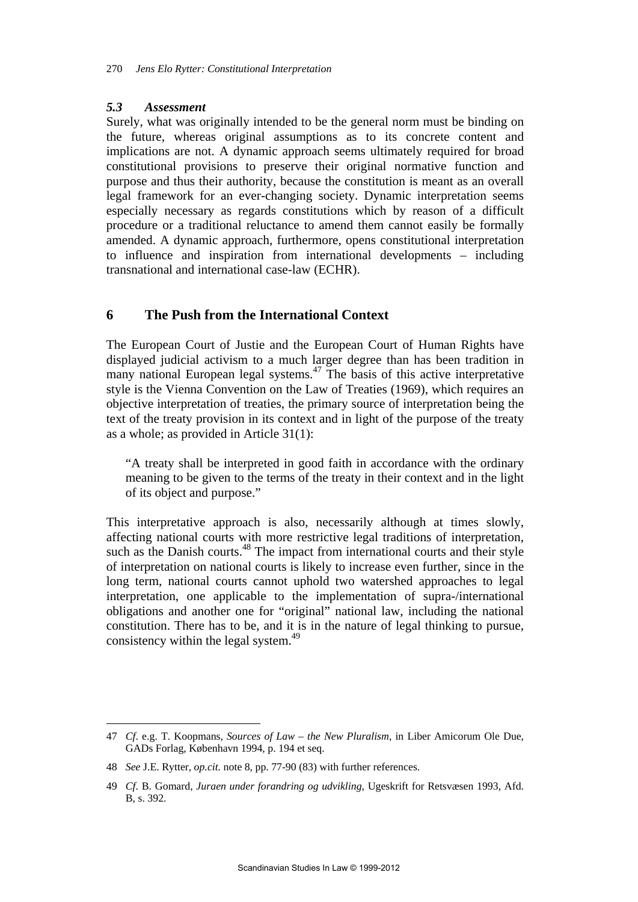### *5.3 Assessment*

Surely, what was originally intended to be the general norm must be binding on the future, whereas original assumptions as to its concrete content and implications are not. A dynamic approach seems ultimately required for broad constitutional provisions to preserve their original normative function and purpose and thus their authority, because the constitution is meant as an overall legal framework for an ever-changing society. Dynamic interpretation seems especially necessary as regards constitutions which by reason of a difficult procedure or a traditional reluctance to amend them cannot easily be formally amended. A dynamic approach, furthermore, opens constitutional interpretation to influence and inspiration from international developments – including transnational and international case-law (ECHR).

## 6 The Push from the International Context

The European Court of Justie and the European Court of Human Rights have displayed judicial activism to a much larger degree than has been tradition in many national European legal systems.[47] The basis of this active interpretative style is the Vienna Convention on the Law of Treaties (1969), which requires an objective interpretation of treaties, the primary source of interpretation being the text of the treaty provision in its context and in light of the purpose of the treaty as a whole; as provided in Article 31(1):

> "A treaty shall be interpreted in good faith in accordance with the ordinary meaning to be given to the terms of the treaty in their context and in the light of its object and purpose."

This interpretative approach is also, necessarily although at times slowly, affecting national courts with more restrictive legal traditions of interpretation, such as the Danish courts.[48] The impact from international courts and their style of interpretation on national courts is likely to increase even further, since in the long term, national courts cannot uphold two watershed approaches to legal interpretation, one applicable to the implementation of supra-/international obligations and another one for "original" national law, including the national constitution. There has to be, and it is in the nature of legal thinking to pursue, consistency within the legal system.[49]

---

47 *Cf.* e.g. T. Koopmans, *Sources of Law – the New Pluralism*, in Liber Amicorum Ole Due, GADs Forlag, København 1994, p. 194 et seq.

48 *See* J.E. Rytter, *op.cit.* note 8, pp. 77-90 (83) with further references.

49 *Cf.* B. Gomard, *Juraen under forandring og udvikling*, Ugeskrift for Retsvæsen 1993, Afd. B, s. 392.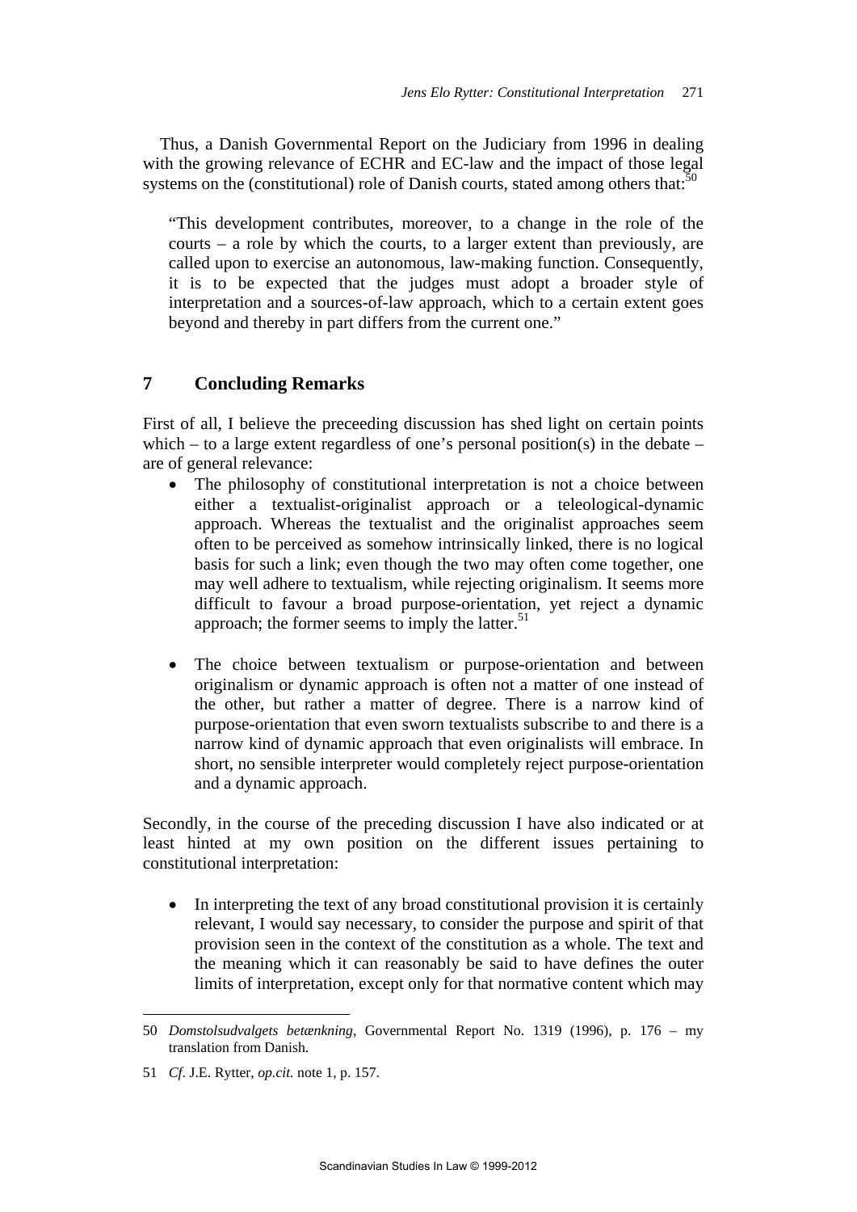Thus, a Danish Governmental Report on the Judiciary from 1996 in dealing with the growing relevance of ECHR and EC-law and the impact of those legal systems on the (constitutional) role of Danish courts, stated among others that:[50]

> "This development contributes, moreover, to a change in the role of the courts – a role by which the courts, to a larger extent than previously, are called upon to exercise an autonomous, law-making function. Consequently, it is to be expected that the judges must adopt a broader style of interpretation and a sources-of-law approach, which to a certain extent goes beyond and thereby in part differs from the current one."

## 7 Concluding Remarks

First of all, I believe the preceeding discussion has shed light on certain points which – to a large extent regardless of one's personal position(s) in the debate – are of general relevance:

- The philosophy of constitutional interpretation is not a choice between either a textualist-originalist approach or a teleological-dynamic approach. Whereas the textualist and the originalist approaches seem often to be perceived as somehow intrinsically linked, there is no logical basis for such a link; even though the two may often come together, one may well adhere to textualism, while rejecting originalism. It seems more difficult to favour a broad purpose-orientation, yet reject a dynamic approach; the former seems to imply the latter.[51]

- The choice between textualism or purpose-orientation and between originalism or dynamic approach is often not a matter of one instead of the other, but rather a matter of degree. There is a narrow kind of purpose-orientation that even sworn textualists subscribe to and there is a narrow kind of dynamic approach that even originalists will embrace. In short, no sensible interpreter would completely reject purpose-orientation and a dynamic approach.

Secondly, in the course of the preceding discussion I have also indicated or at least hinted at my own position on the different issues pertaining to constitutional interpretation:

- In interpreting the text of any broad constitutional provision it is certainly relevant, I would say necessary, to consider the purpose and spirit of that provision seen in the context of the constitution as a whole. The text and the meaning which it can reasonably be said to have defines the outer limits of interpretation, except only for that normative content which may

---

50 *Domstolsudvalgets betænkning*, Governmental Report No. 1319 (1996), p. 176 – my translation from Danish.

51 *Cf*. J.E. Rytter, *op.cit.* note 1, p. 157.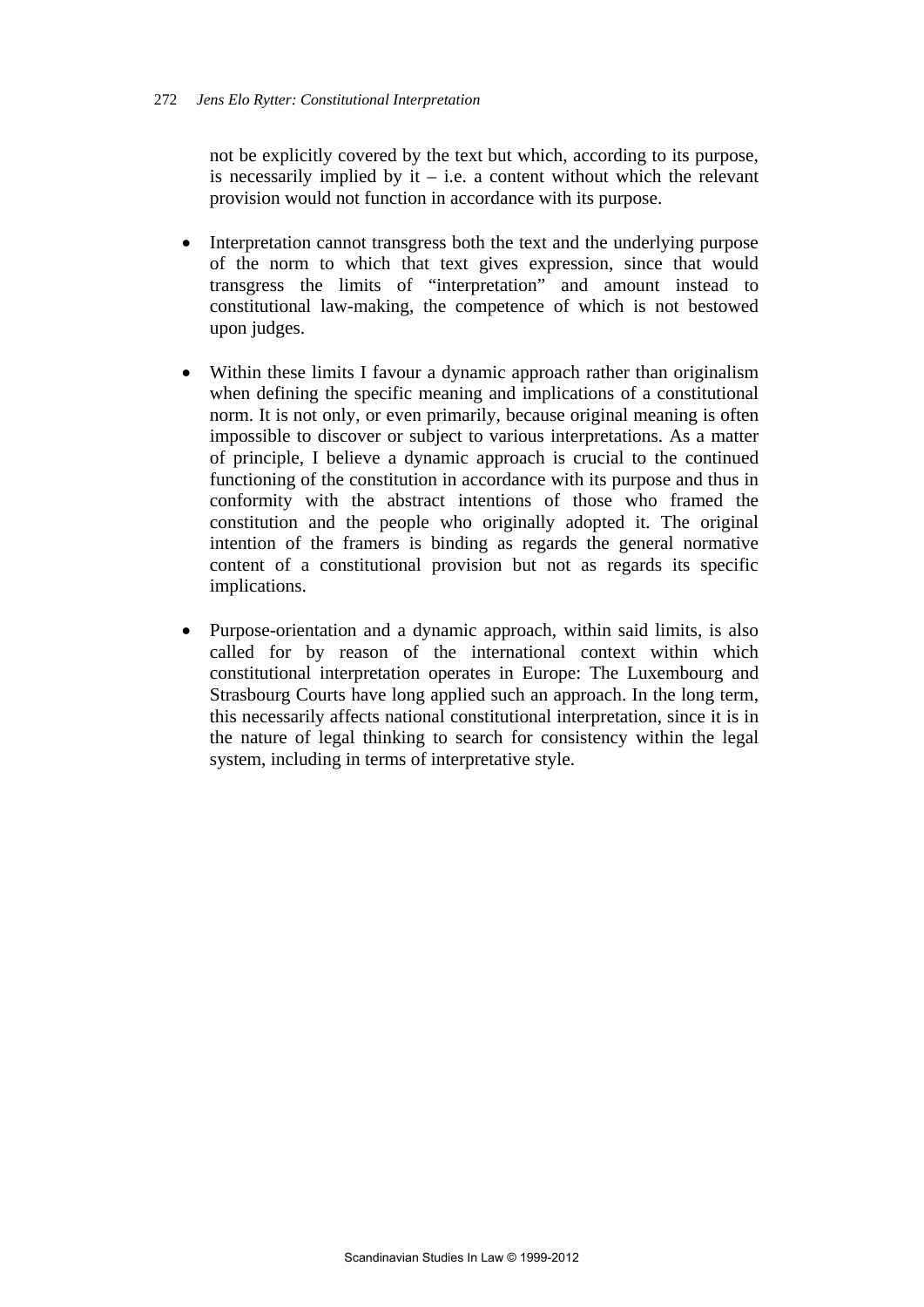not be explicitly covered by the text but which, according to its purpose, is necessarily implied by it – i.e. a content without which the relevant provision would not function in accordance with its purpose.

- Interpretation cannot transgress both the text and the underlying purpose of the norm to which that text gives expression, since that would transgress the limits of "interpretation" and amount instead to constitutional law-making, the competence of which is not bestowed upon judges.

- Within these limits I favour a dynamic approach rather than originalism when defining the specific meaning and implications of a constitutional norm. It is not only, or even primarily, because original meaning is often impossible to discover or subject to various interpretations. As a matter of principle, I believe a dynamic approach is crucial to the continued functioning of the constitution in accordance with its purpose and thus in conformity with the abstract intentions of those who framed the constitution and the people who originally adopted it. The original intention of the framers is binding as regards the general normative content of a constitutional provision but not as regards its specific implications.

- Purpose-orientation and a dynamic approach, within said limits, is also called for by reason of the international context within which constitutional interpretation operates in Europe: The Luxembourg and Strasbourg Courts have long applied such an approach. In the long term, this necessarily affects national constitutional interpretation, since it is in the nature of legal thinking to search for consistency within the legal system, including in terms of interpretative style.